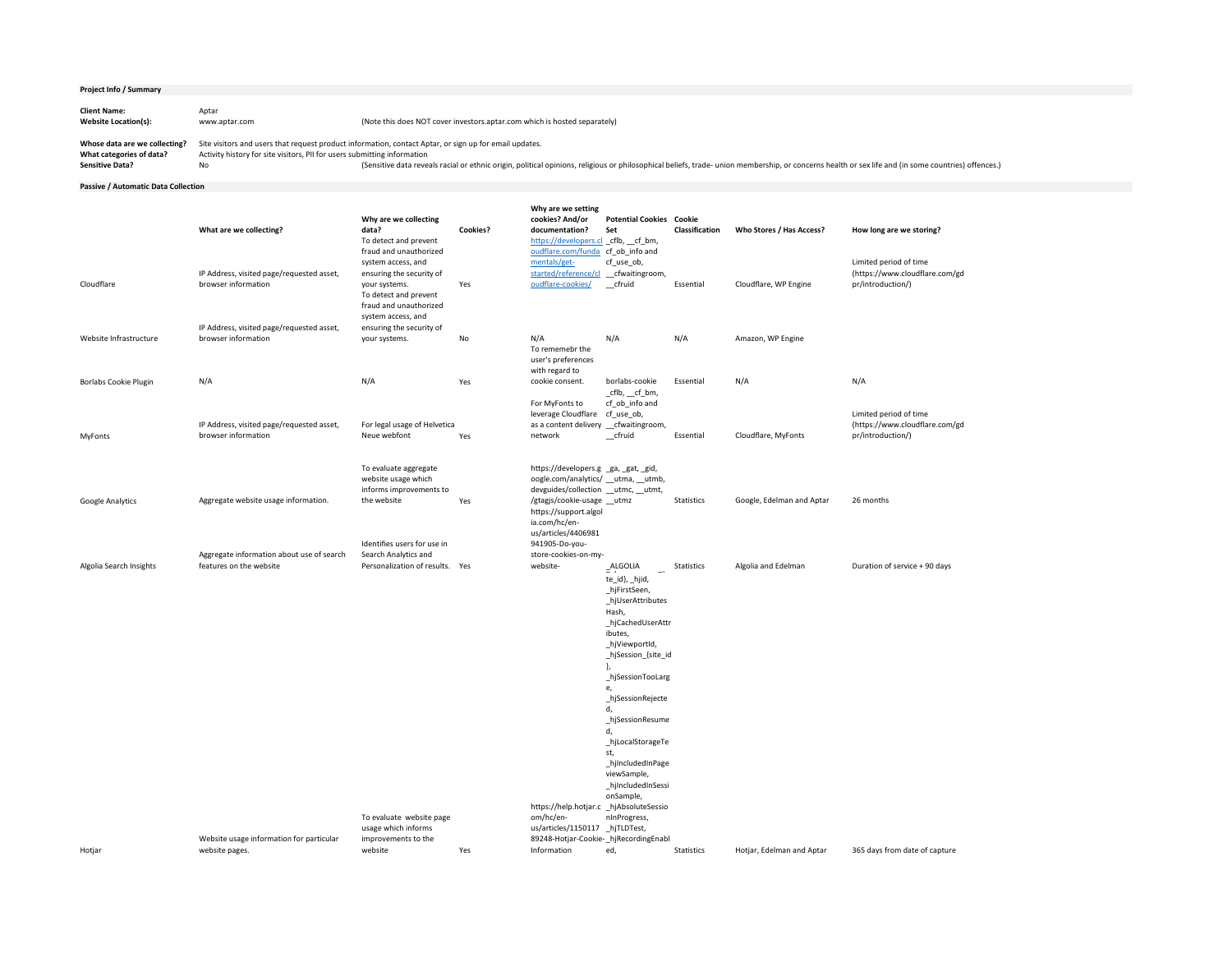**Project Info / Summary**

| | | |
|---|---|---|
| **Client Name:** | Aptar | |
| **Website Location(s):** | www.aptar.com | (Note this does NOT cover investors.aptar.com which is hosted separately) |
| **Whose data are we collecting?** | Site visitors and users that request product information, contact Aptar, or sign up for email updates. | |
| **What categories of data?** | Activity history for site visitors, PII for users submitting information | |
| **Sensitive Data?** | No | (Sensitive data reveals racial or ethnic origin, political opinions, religious or philosophical beliefs, trade- union membership, or concerns health or sex life and (in some countries) offences.) |

**Passive / Automatic Data Collection**

| | What are we collecting? | Why are we collecting data? | Cookies? | Why are we setting cookies? And/or documentation? | Potential Cookies Set | Cookie Classification | Who Stores / Has Access? | How long are we storing? |
|---|---|---|---|---|---|---|---|---|
| Cloudflare | IP Address, visited page/requested asset, browser information | To detect and prevent fraud and unauthorized system access, and ensuring the security of your systems. | Yes | https://developers.cloudflare.com/fundamentals/get-started/reference/cloudflare-cookies/ | _cflb, __cf_bm, cf_ob_info and cf_use_ob, __cfwaitingroom, __cfruid | Essential | Cloudflare, WP Engine | Limited period of time (https://www.cloudflare.com/gdpr/introduction/) |
| Website Infrastructure | IP Address, visited page/requested asset, browser information | To detect and prevent fraud and unauthorized system access, and ensuring the security of your systems. | No | N/A | N/A | N/A | Amazon, WP Engine | |
| Borlabs Cookie Plugin | N/A | N/A | Yes | To rememebr the user's preferences with regard to cookie consent. | borlabs-cookie | Essential | N/A | N/A |
| MyFonts | IP Address, visited page/requested asset, browser information | For legal usage of Helvetica Neue webfont | Yes | For MyFonts to leverage Cloudflare as a content delivery network | _cflb, __cf_bm, cf_ob_info and cf_use_ob, __cfwaitingroom, __cfruid | Essential | Cloudflare, MyFonts | Limited period of time (https://www.cloudflare.com/gdpr/introduction/) |
| Google Analytics | Aggregate website usage information. | To evaluate aggregate website usage which informs improvements to the website | Yes | https://developers.google.com/analytics/devguides/collection/gtagjs/cookie-usage | _ga, _gat, _gid, __utma, __utmb, __utmc, __utmt, __utmz | Statistics | Google, Edelman and Aptar | 26 months |
| Algolia Search Insights | Aggregate information about use of search features on the website | Identifies users for use in Search Analytics and Personalization of results. | Yes | https://support.algolia.com/hc/en-us/articles/4406981941905-Do-you-store-cookies-on-my-website- | _ALGOLIA | Statistics | Algolia and Edelman | Duration of service + 90 days |
| Hotjar | Website usage information for particular website pages. | To evaluate website page usage which informs improvements to the website | Yes | https://help.hotjar.com/hc/en-us/articles/115011789248-Hotjar-Cookie-Information | _hjSession_{site_id}, _hjid, _hjFirstSeen, _hjUserAttributesHash, _hjCachedUserAttributes, _hjViewportId, _hjSession_{site_id}, _hjSessionTooLarge, _hjSessionRejected, _hjSessionResumed, _hjLocalStorageTest, _hjIncludedInPageviewSample, _hjIncludedInSessionSample, _hjAbsoluteSessionInProgress, _hjTLDTest, _hjRecordingEnabled, | Statistics | Hotjar, Edelman and Aptar | 365 days from date of capture |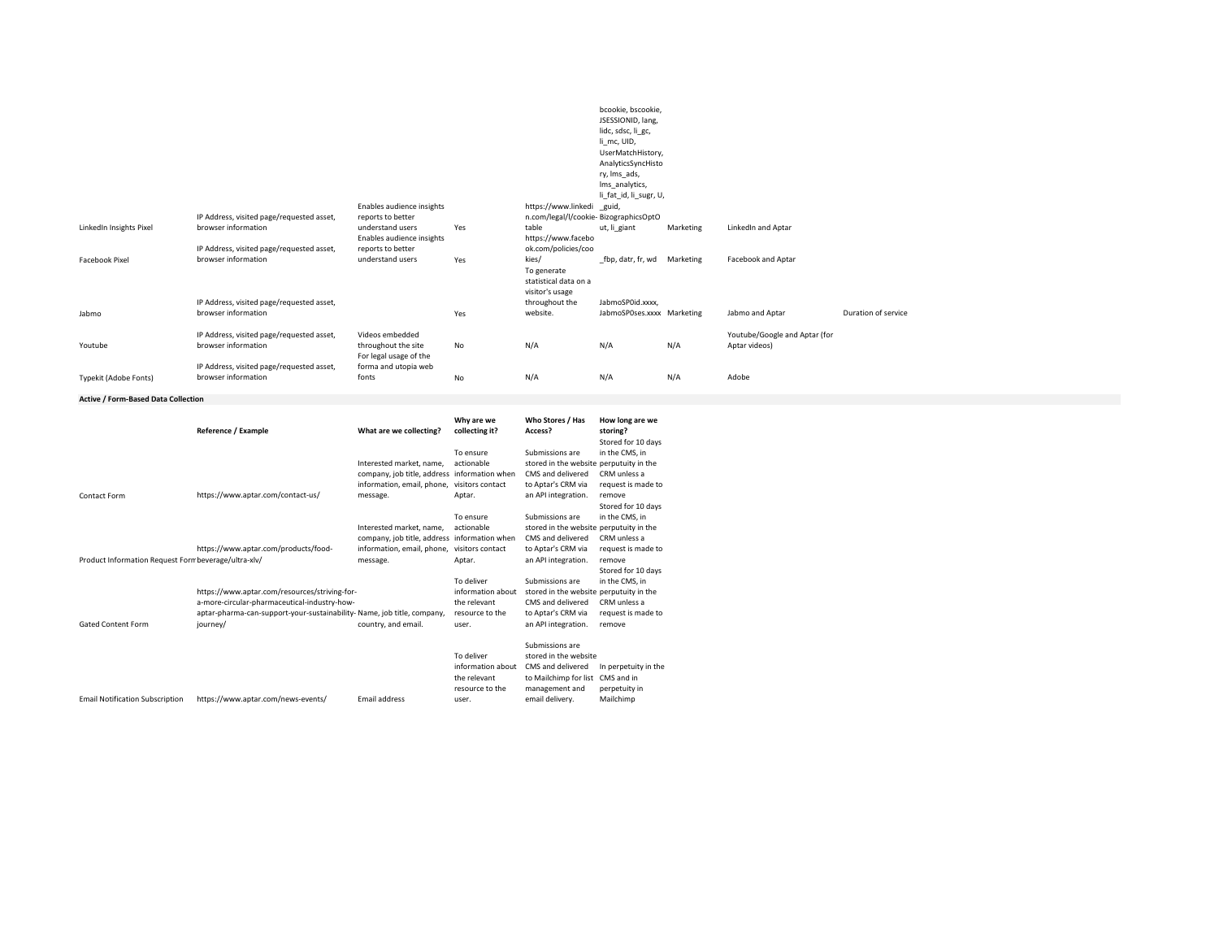| | | | | | | | | |
|---|---|---|---|---|---|---|---|---|
| LinkedIn Insights Pixel | IP Address, visited page/requested asset, browser information | Enables audience insights reports to better understand users | Yes | https://www.linkedin.com/legal/l/cookie-table | bcookie, bscookie, JSESSIONID, lang, lidc, sdsc, li_gc, li_mc, UID, UserMatchHistory, AnalyticsSyncHistory, lms_ads, lms_analytics, li_fat_id, li_sugr, U, _guid, BizographicsOptOut, li_giant | Marketing | LinkedIn and Aptar | |
| Facebook Pixel | IP Address, visited page/requested asset, browser information | Enables audience insights reports to better understand users | Yes | https://www.facebook.com/policies/cookies/ | _fbp, datr, fr, wd | Marketing | Facebook and Aptar | |
| Jabmo | IP Address, visited page/requested asset, browser information | | Yes | To generate statistical data on a visitor's usage throughout the website. | JabmoSP0id.xxxx, JabmoSP0ses.xxxx | Marketing | Jabmo and Aptar | Duration of service |
| Youtube | IP Address, visited page/requested asset, browser information | Videos embedded throughout the site | No | N/A | N/A | N/A | Youtube/Google and Aptar (for Aptar videos) | |
| Typekit (Adobe Fonts) | IP Address, visited page/requested asset, browser information | For legal usage of the forma and utopia web fonts | No | N/A | N/A | N/A | Adobe | |

**Active / Form-Based Data Collection**

| | Reference / Example | What are we collecting? | Why are we collecting it? | Who Stores / Has Access? | How long are we storing? |
|---|---|---|---|---|---|
| Contact Form | https://www.aptar.com/contact-us/ | Interested market, name, company, job title, address information, email, phone, message. | To ensure actionable information when visitors contact Aptar. | Submissions are stored in the website CMS and delivered to Aptar's CRM via an API integration. | Stored for 10 days in the CMS, in perpetuity in the CRM unless a request is made to remove |
| Product Information Request Form | https://www.aptar.com/products/food-beverage/ultra-xlv/ | Interested market, name, company, job title, address information, email, phone, message. | To ensure actionable information when visitors contact Aptar. | Submissions are stored in the website CMS and delivered to Aptar's CRM via an API integration. | Stored for 10 days in the CMS, in perpetuity in the CRM unless a request is made to remove |
| Gated Content Form | https://www.aptar.com/resources/striving-for-a-more-circular-pharmaceutical-industry-how-aptar-pharma-can-support-your-sustainability-journey/ | Name, job title, company, country, and email. | To deliver information about the relevant resource to the user. | Submissions are stored in the website CMS and delivered to Aptar's CRM via an API integration. | Stored for 10 days in the CMS, in perputuity in the CRM unless a request is made to remove |
| Email Notification Subscription | https://www.aptar.com/news-events/ | Email address | To deliver information about the relevant resource to the user. | Submissions are stored in the website CMS and delivered to Mailchimp for list management and email delivery. | In perpetuity in the CMS and in perpetuity in Mailchimp |